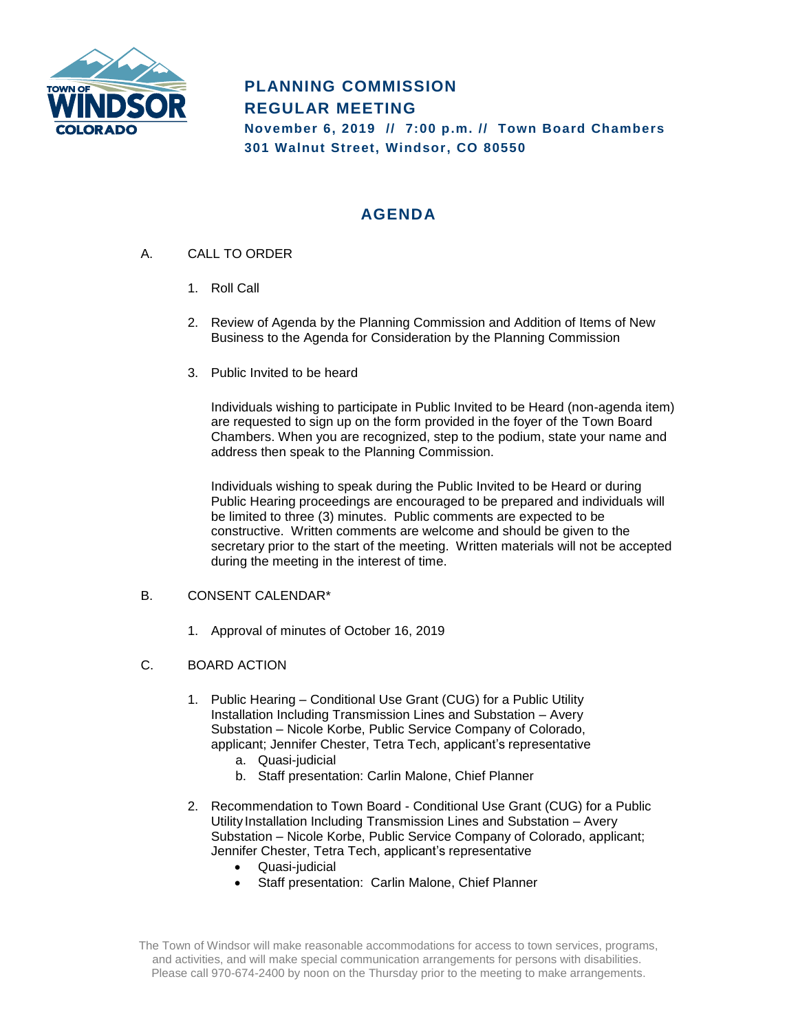# PLANNING COMMISSION REGULAR MEETING

**November 6, 2019 // 7:00 p.m. // Town Board Chambers**
**301 Walnut Street, Windsor, CO 80550**

## AGENDA

A. CALL TO ORDER

1. Roll Call

2. Review of Agenda by the Planning Commission and Addition of Items of New Business to the Agenda for Consideration by the Planning Commission

3. Public Invited to be heard

   Individuals wishing to participate in Public Invited to be Heard (non-agenda item) are requested to sign up on the form provided in the foyer of the Town Board Chambers. When you are recognized, step to the podium, state your name and address then speak to the Planning Commission.

   Individuals wishing to speak during the Public Invited to be Heard or during Public Hearing proceedings are encouraged to be prepared and individuals will be limited to three (3) minutes. Public comments are expected to be constructive. Written comments are welcome and should be given to the secretary prior to the start of the meeting. Written materials will not be accepted during the meeting in the interest of time.

B. CONSENT CALENDAR*

1. Approval of minutes of October 16, 2019

C. BOARD ACTION

1. Public Hearing – Conditional Use Grant (CUG) for a Public Utility Installation Including Transmission Lines and Substation – Avery Substation – Nicole Korbe, Public Service Company of Colorado, applicant; Jennifer Chester, Tetra Tech, applicant's representative
   a. Quasi-judicial
   b. Staff presentation: Carlin Malone, Chief Planner

2. Recommendation to Town Board - Conditional Use Grant (CUG) for a Public Utility Installation Including Transmission Lines and Substation – Avery Substation – Nicole Korbe, Public Service Company of Colorado, applicant; Jennifer Chester, Tetra Tech, applicant's representative
   - Quasi-judicial
   - Staff presentation: Carlin Malone, Chief Planner

The Town of Windsor will make reasonable accommodations for access to town services, programs, and activities, and will make special communication arrangements for persons with disabilities. Please call 970-674-2400 by noon on the Thursday prior to the meeting to make arrangements.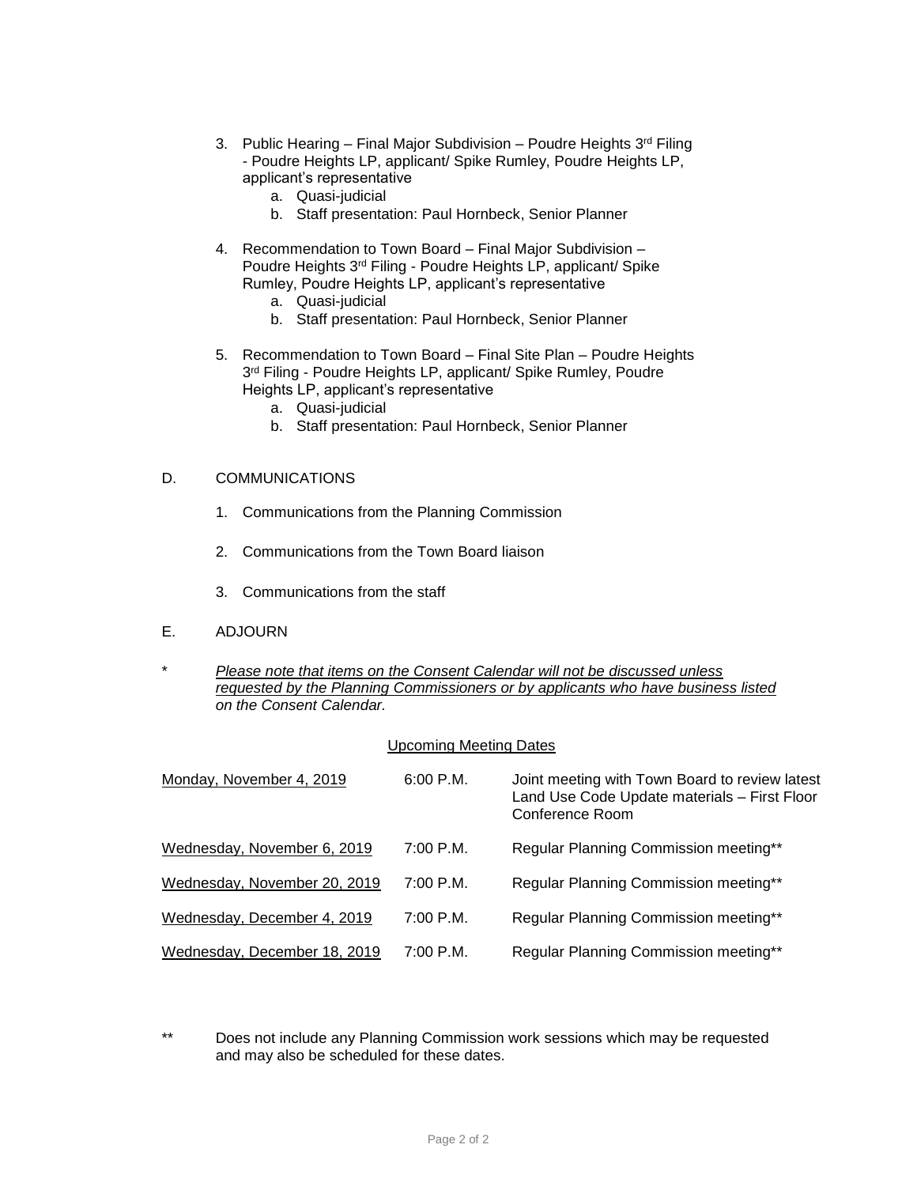3. Public Hearing – Final Major Subdivision – Poudre Heights 3rd Filing - Poudre Heights LP, applicant/ Spike Rumley, Poudre Heights LP, applicant's representative
   a. Quasi-judicial
   b. Staff presentation: Paul Hornbeck, Senior Planner

4. Recommendation to Town Board – Final Major Subdivision – Poudre Heights 3rd Filing - Poudre Heights LP, applicant/ Spike Rumley, Poudre Heights LP, applicant's representative
   a. Quasi-judicial
   b. Staff presentation: Paul Hornbeck, Senior Planner

5. Recommendation to Town Board – Final Site Plan – Poudre Heights 3rd Filing - Poudre Heights LP, applicant/ Spike Rumley, Poudre Heights LP, applicant's representative
   a. Quasi-judicial
   b. Staff presentation: Paul Hornbeck, Senior Planner

D. COMMUNICATIONS

1. Communications from the Planning Commission

2. Communications from the Town Board liaison

3. Communications from the staff

E. ADJOURN

\* *Please note that items on the Consent Calendar will not be discussed unless requested by the Planning Commissioners or by applicants who have business listed on the Consent Calendar.*

Upcoming Meeting Dates

| | | |
|---|---|---|
| Monday, November 4, 2019 | 6:00 P.M. | Joint meeting with Town Board to review latest Land Use Code Update materials – First Floor Conference Room |
| Wednesday, November 6, 2019 | 7:00 P.M. | Regular Planning Commission meeting** |
| Wednesday, November 20, 2019 | 7:00 P.M. | Regular Planning Commission meeting** |
| Wednesday, December 4, 2019 | 7:00 P.M. | Regular Planning Commission meeting** |
| Wednesday, December 18, 2019 | 7:00 P.M. | Regular Planning Commission meeting** |

** Does not include any Planning Commission work sessions which may be requested and may also be scheduled for these dates.